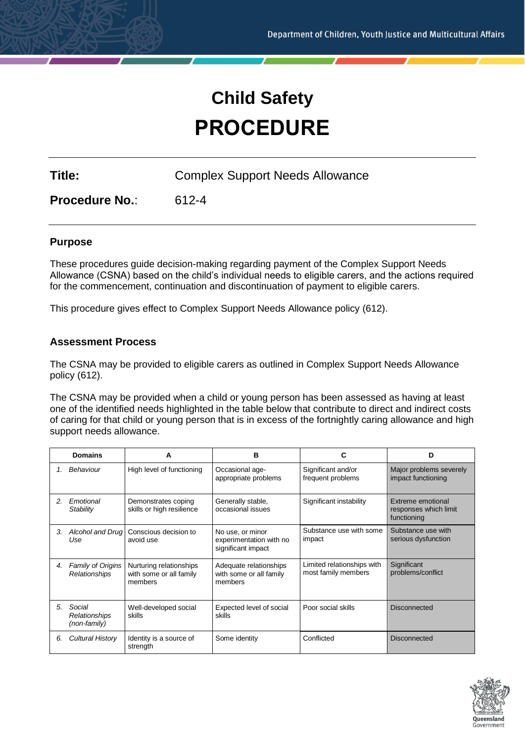# Child Safety PROCEDURE

**Title:** Complex Support Needs Allowance

**Procedure No.:** 612-4

## Purpose

These procedures guide decision-making regarding payment of the Complex Support Needs Allowance (CSNA) based on the child's individual needs to eligible carers, and the actions required for the commencement, continuation and discontinuation of payment to eligible carers.

This procedure gives effect to Complex Support Needs Allowance policy (612).

## Assessment Process

The CSNA may be provided to eligible carers as outlined in Complex Support Needs Allowance policy (612).

The CSNA may be provided when a child or young person has been assessed as having at least one of the identified needs highlighted in the table below that contribute to direct and indirect costs of caring for that child or young person that is in excess of the fortnightly caring allowance and high support needs allowance.

| Domains | A | B | C | D |
|---|---|---|---|---|
| 1. *Behaviour* | High level of functioning | Occasional age-appropriate problems | Significant and/or frequent problems | Major problems severely impact functioning |
| 2. *Emotional Stability* | Demonstrates coping skills or high resilience | Generally stable, occasional issues | Significant instability | Extreme emotional responses which limit functioning |
| 3. *Alcohol and Drug Use* | Conscious decision to avoid use | No use, or minor experimentation with no significant impact | Substance use with some impact | Substance use with serious dysfunction |
| 4. *Family of Origins Relationships* | Nurturing relationships with some or all family members | Adequate relationships with some or all family members | Limited relationships with most family members | Significant problems/conflict |
| 5. *Social Relationships (non-family)* | Well-developed social skills | Expected level of social skills | Poor social skills | Disconnected |
| 6. *Cultural History* | Identity is a source of strength | Some identity | Conflicted | Disconnected |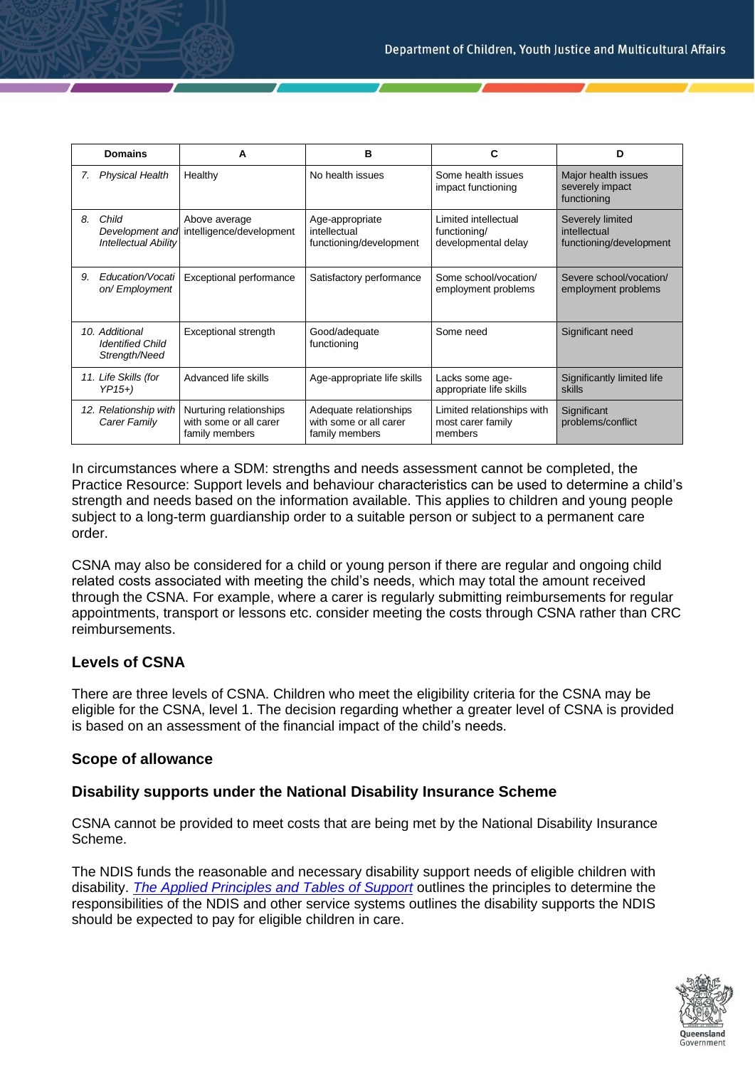| Domains | A | B | C | D |
|---|---|---|---|---|
| 7. *Physical Health* | Healthy | No health issues | Some health issues impact functioning | Major health issues severely impact functioning |
| 8. *Child Development and Intellectual Ability* | Above average intelligence/development | Age-appropriate intellectual functioning/development | Limited intellectual functioning/ developmental delay | Severely limited intellectual functioning/development |
| 9. *Education/Vocation/ Employment* | Exceptional performance | Satisfactory performance | Some school/vocation/ employment problems | Severe school/vocation/ employment problems |
| 10. *Additional Identified Child Strength/Need* | Exceptional strength | Good/adequate functioning | Some need | Significant need |
| 11. *Life Skills (for YP15+)* | Advanced life skills | Age-appropriate life skills | Lacks some age-appropriate life skills | Significantly limited life skills |
| 12. *Relationship with Carer Family* | Nurturing relationships with some or all carer family members | Adequate relationships with some or all carer family members | Limited relationships with most carer family members | Significant problems/conflict |

In circumstances where a SDM: strengths and needs assessment cannot be completed, the Practice Resource: Support levels and behaviour characteristics can be used to determine a child's strength and needs based on the information available. This applies to children and young people subject to a long-term guardianship order to a suitable person or subject to a permanent care order.

CSNA may also be considered for a child or young person if there are regular and ongoing child related costs associated with meeting the child's needs, which may total the amount received through the CSNA. For example, where a carer is regularly submitting reimbursements for regular appointments, transport or lessons etc. consider meeting the costs through CSNA rather than CRC reimbursements.

## Levels of CSNA

There are three levels of CSNA. Children who meet the eligibility criteria for the CSNA may be eligible for the CSNA, level 1. The decision regarding whether a greater level of CSNA is provided is based on an assessment of the financial impact of the child's needs.

## Scope of allowance

### Disability supports under the National Disability Insurance Scheme

CSNA cannot be provided to meet costs that are being met by the National Disability Insurance Scheme.

The NDIS funds the reasonable and necessary disability support needs of eligible children with disability. *The Applied Principles and Tables of Support* outlines the principles to determine the responsibilities of the NDIS and other service systems outlines the disability supports the NDIS should be expected to pay for eligible children in care.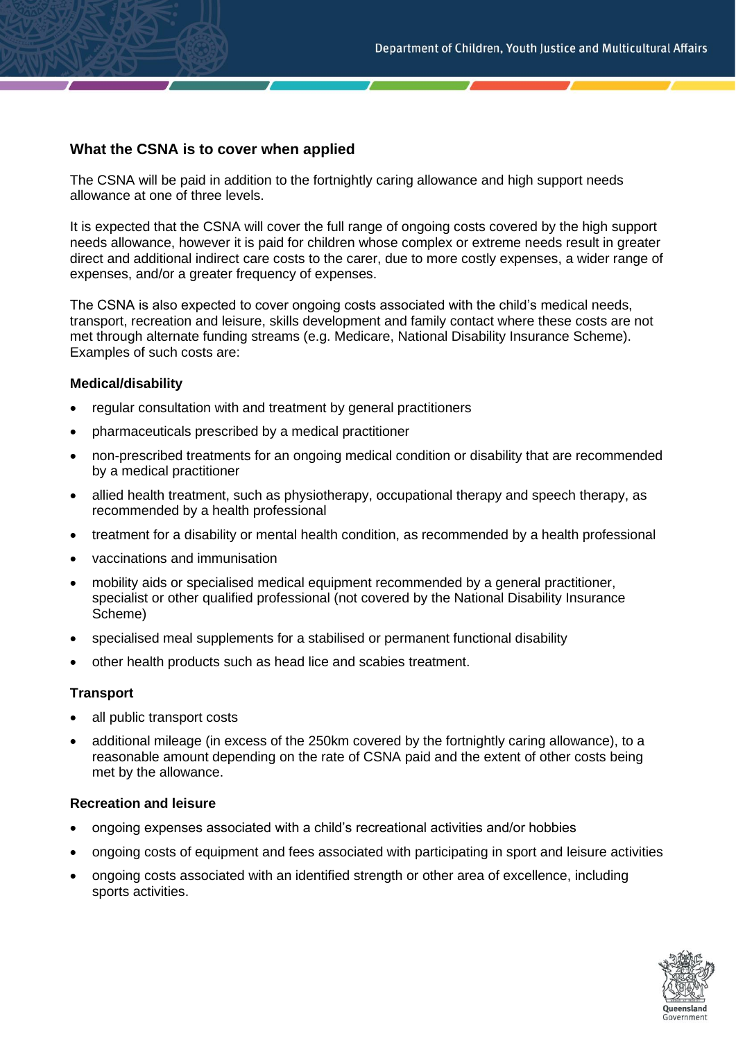## What the CSNA is to cover when applied

The CSNA will be paid in addition to the fortnightly caring allowance and high support needs allowance at one of three levels.

It is expected that the CSNA will cover the full range of ongoing costs covered by the high support needs allowance, however it is paid for children whose complex or extreme needs result in greater direct and additional indirect care costs to the carer, due to more costly expenses, a wider range of expenses, and/or a greater frequency of expenses.

The CSNA is also expected to cover ongoing costs associated with the child's medical needs, transport, recreation and leisure, skills development and family contact where these costs are not met through alternate funding streams (e.g. Medicare, National Disability Insurance Scheme). Examples of such costs are:

### Medical/disability

- regular consultation with and treatment by general practitioners
- pharmaceuticals prescribed by a medical practitioner
- non-prescribed treatments for an ongoing medical condition or disability that are recommended by a medical practitioner
- allied health treatment, such as physiotherapy, occupational therapy and speech therapy, as recommended by a health professional
- treatment for a disability or mental health condition, as recommended by a health professional
- vaccinations and immunisation
- mobility aids or specialised medical equipment recommended by a general practitioner, specialist or other qualified professional (not covered by the National Disability Insurance Scheme)
- specialised meal supplements for a stabilised or permanent functional disability
- other health products such as head lice and scabies treatment.

### Transport

- all public transport costs
- additional mileage (in excess of the 250km covered by the fortnightly caring allowance), to a reasonable amount depending on the rate of CSNA paid and the extent of other costs being met by the allowance.

### Recreation and leisure

- ongoing expenses associated with a child's recreational activities and/or hobbies
- ongoing costs of equipment and fees associated with participating in sport and leisure activities
- ongoing costs associated with an identified strength or other area of excellence, including sports activities.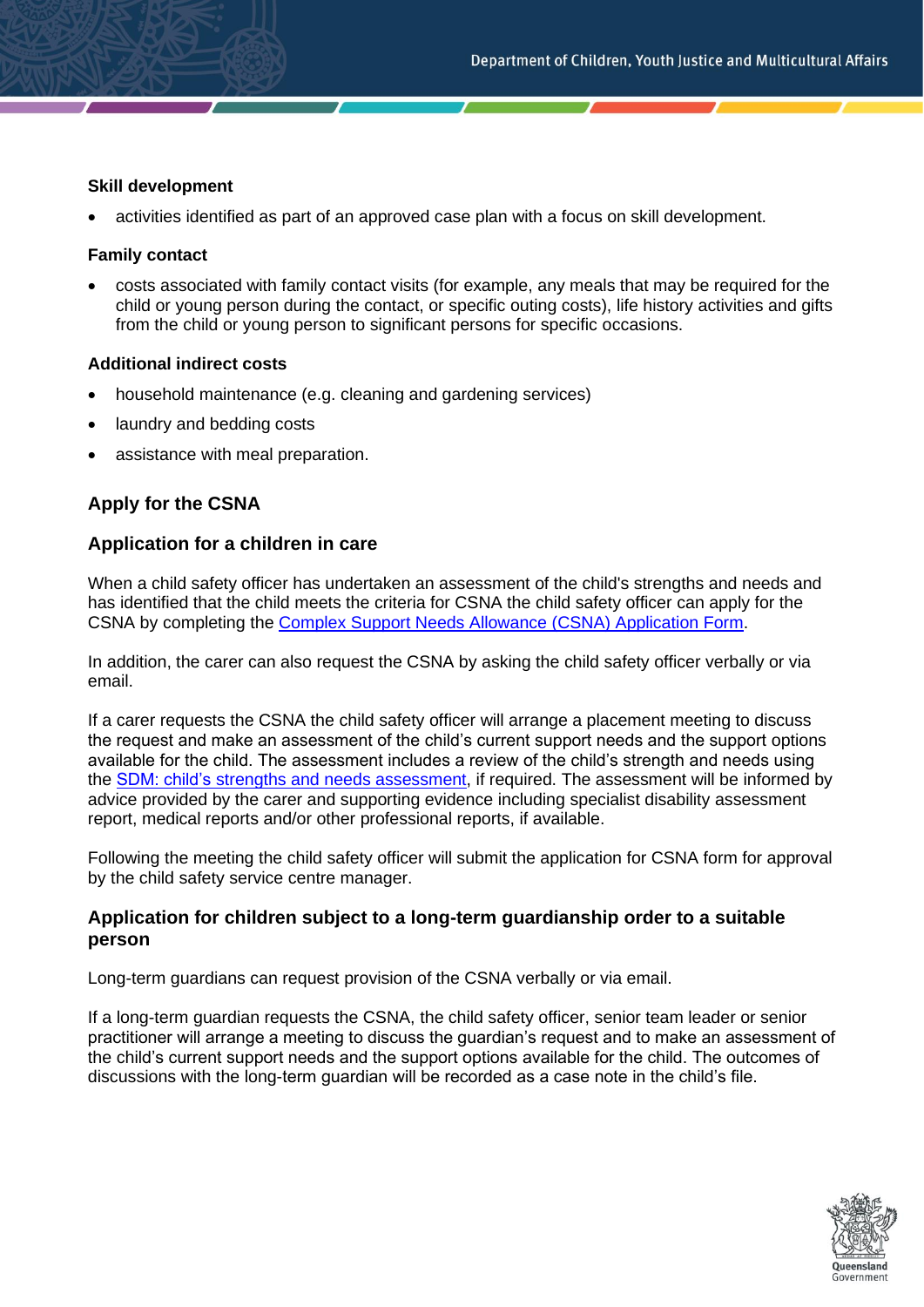**Skill development**

- activities identified as part of an approved case plan with a focus on skill development.

**Family contact**

- costs associated with family contact visits (for example, any meals that may be required for the child or young person during the contact, or specific outing costs), life history activities and gifts from the child or young person to significant persons for specific occasions.

**Additional indirect costs**

- household maintenance (e.g. cleaning and gardening services)
- laundry and bedding costs
- assistance with meal preparation.

## Apply for the CSNA

### Application for a children in care

When a child safety officer has undertaken an assessment of the child's strengths and needs and has identified that the child meets the criteria for CSNA the child safety officer can apply for the CSNA by completing the [Complex Support Needs Allowance (CSNA) Application Form].

In addition, the carer can also request the CSNA by asking the child safety officer verbally or via email.

If a carer requests the CSNA the child safety officer will arrange a placement meeting to discuss the request and make an assessment of the child's current support needs and the support options available for the child. The assessment includes a review of the child's strength and needs using the [SDM: child's strengths and needs assessment], if required. The assessment will be informed by advice provided by the carer and supporting evidence including specialist disability assessment report, medical reports and/or other professional reports, if available.

Following the meeting the child safety officer will submit the application for CSNA form for approval by the child safety service centre manager.

### Application for children subject to a long-term guardianship order to a suitable person

Long-term guardians can request provision of the CSNA verbally or via email.

If a long-term guardian requests the CSNA, the child safety officer, senior team leader or senior practitioner will arrange a meeting to discuss the guardian's request and to make an assessment of the child's current support needs and the support options available for the child. The outcomes of discussions with the long-term guardian will be recorded as a case note in the child's file.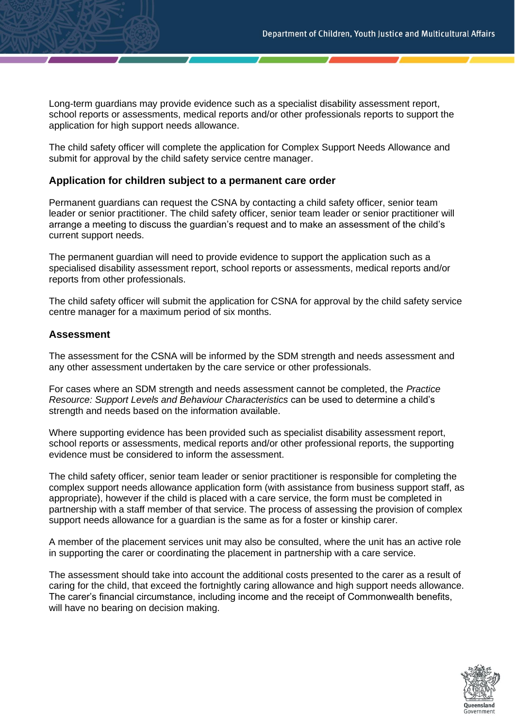Long-term guardians may provide evidence such as a specialist disability assessment report, school reports or assessments, medical reports and/or other professionals reports to support the application for high support needs allowance.

The child safety officer will complete the application for Complex Support Needs Allowance and submit for approval by the child safety service centre manager.

### Application for children subject to a permanent care order

Permanent guardians can request the CSNA by contacting a child safety officer, senior team leader or senior practitioner. The child safety officer, senior team leader or senior practitioner will arrange a meeting to discuss the guardian's request and to make an assessment of the child's current support needs.

The permanent guardian will need to provide evidence to support the application such as a specialised disability assessment report, school reports or assessments, medical reports and/or reports from other professionals.

The child safety officer will submit the application for CSNA for approval by the child safety service centre manager for a maximum period of six months.

### Assessment

The assessment for the CSNA will be informed by the SDM strength and needs assessment and any other assessment undertaken by the care service or other professionals.

For cases where an SDM strength and needs assessment cannot be completed, the *Practice Resource: Support Levels and Behaviour Characteristics* can be used to determine a child's strength and needs based on the information available.

Where supporting evidence has been provided such as specialist disability assessment report, school reports or assessments, medical reports and/or other professional reports, the supporting evidence must be considered to inform the assessment.

The child safety officer, senior team leader or senior practitioner is responsible for completing the complex support needs allowance application form (with assistance from business support staff, as appropriate), however if the child is placed with a care service, the form must be completed in partnership with a staff member of that service. The process of assessing the provision of complex support needs allowance for a guardian is the same as for a foster or kinship carer.

A member of the placement services unit may also be consulted, where the unit has an active role in supporting the carer or coordinating the placement in partnership with a care service.

The assessment should take into account the additional costs presented to the carer as a result of caring for the child, that exceed the fortnightly caring allowance and high support needs allowance. The carer's financial circumstance, including income and the receipt of Commonwealth benefits, will have no bearing on decision making.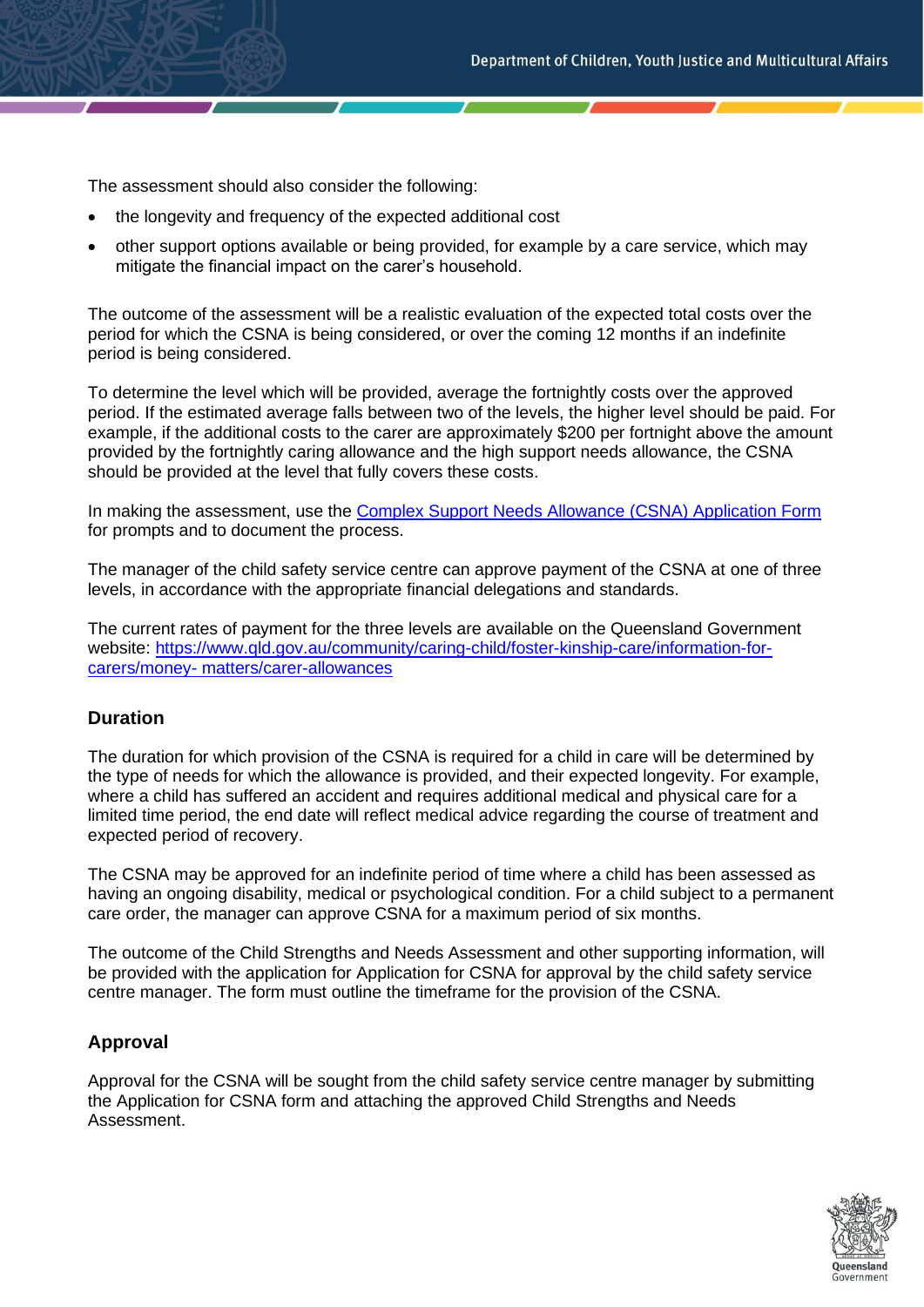The assessment should also consider the following:

- the longevity and frequency of the expected additional cost
- other support options available or being provided, for example by a care service, which may mitigate the financial impact on the carer's household.

The outcome of the assessment will be a realistic evaluation of the expected total costs over the period for which the CSNA is being considered, or over the coming 12 months if an indefinite period is being considered.

To determine the level which will be provided, average the fortnightly costs over the approved period. If the estimated average falls between two of the levels, the higher level should be paid. For example, if the additional costs to the carer are approximately $200 per fortnight above the amount provided by the fortnightly caring allowance and the high support needs allowance, the CSNA should be provided at the level that fully covers these costs.

In making the assessment, use the [Complex Support Needs Allowance (CSNA) Application Form](#) for prompts and to document the process.

The manager of the child safety service centre can approve payment of the CSNA at one of three levels, in accordance with the appropriate financial delegations and standards.

The current rates of payment for the three levels are available on the Queensland Government website: [https://www.qld.gov.au/community/caring-child/foster-kinship-care/information-for-carers/money- matters/carer-allowances](https://www.qld.gov.au/community/caring-child/foster-kinship-care/information-for-carers/money-matters/carer-allowances)

## Duration

The duration for which provision of the CSNA is required for a child in care will be determined by the type of needs for which the allowance is provided, and their expected longevity. For example, where a child has suffered an accident and requires additional medical and physical care for a limited time period, the end date will reflect medical advice regarding the course of treatment and expected period of recovery.

The CSNA may be approved for an indefinite period of time where a child has been assessed as having an ongoing disability, medical or psychological condition. For a child subject to a permanent care order, the manager can approve CSNA for a maximum period of six months.

The outcome of the Child Strengths and Needs Assessment and other supporting information, will be provided with the application for Application for CSNA for approval by the child safety service centre manager. The form must outline the timeframe for the provision of the CSNA.

## Approval

Approval for the CSNA will be sought from the child safety service centre manager by submitting the Application for CSNA form and attaching the approved Child Strengths and Needs Assessment.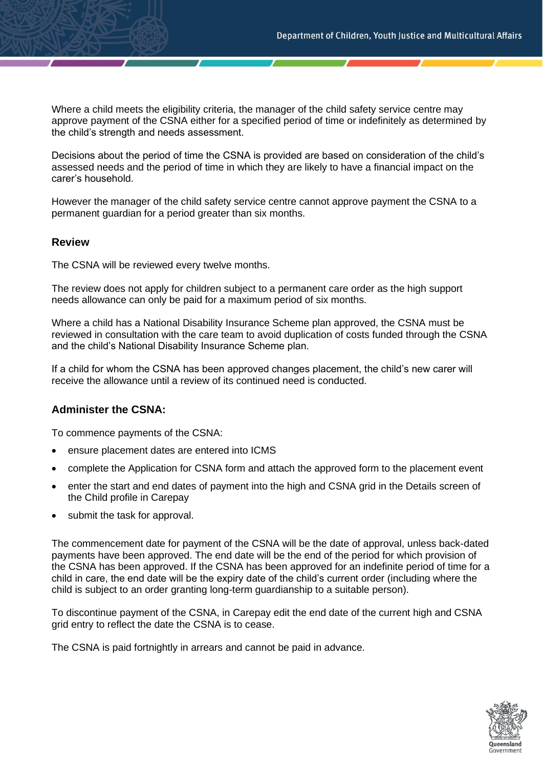Where a child meets the eligibility criteria, the manager of the child safety service centre may approve payment of the CSNA either for a specified period of time or indefinitely as determined by the child's strength and needs assessment.

Decisions about the period of time the CSNA is provided are based on consideration of the child's assessed needs and the period of time in which they are likely to have a financial impact on the carer's household.

However the manager of the child safety service centre cannot approve payment the CSNA to a permanent guardian for a period greater than six months.

### Review

The CSNA will be reviewed every twelve months.

The review does not apply for children subject to a permanent care order as the high support needs allowance can only be paid for a maximum period of six months.

Where a child has a National Disability Insurance Scheme plan approved, the CSNA must be reviewed in consultation with the care team to avoid duplication of costs funded through the CSNA and the child's National Disability Insurance Scheme plan.

If a child for whom the CSNA has been approved changes placement, the child's new carer will receive the allowance until a review of its continued need is conducted.

### Administer the CSNA:

To commence payments of the CSNA:

- ensure placement dates are entered into ICMS
- complete the Application for CSNA form and attach the approved form to the placement event
- enter the start and end dates of payment into the high and CSNA grid in the Details screen of the Child profile in Carepay
- submit the task for approval.

The commencement date for payment of the CSNA will be the date of approval, unless back-dated payments have been approved. The end date will be the end of the period for which provision of the CSNA has been approved. If the CSNA has been approved for an indefinite period of time for a child in care, the end date will be the expiry date of the child's current order (including where the child is subject to an order granting long-term guardianship to a suitable person).

To discontinue payment of the CSNA, in Carepay edit the end date of the current high and CSNA grid entry to reflect the date the CSNA is to cease.

The CSNA is paid fortnightly in arrears and cannot be paid in advance.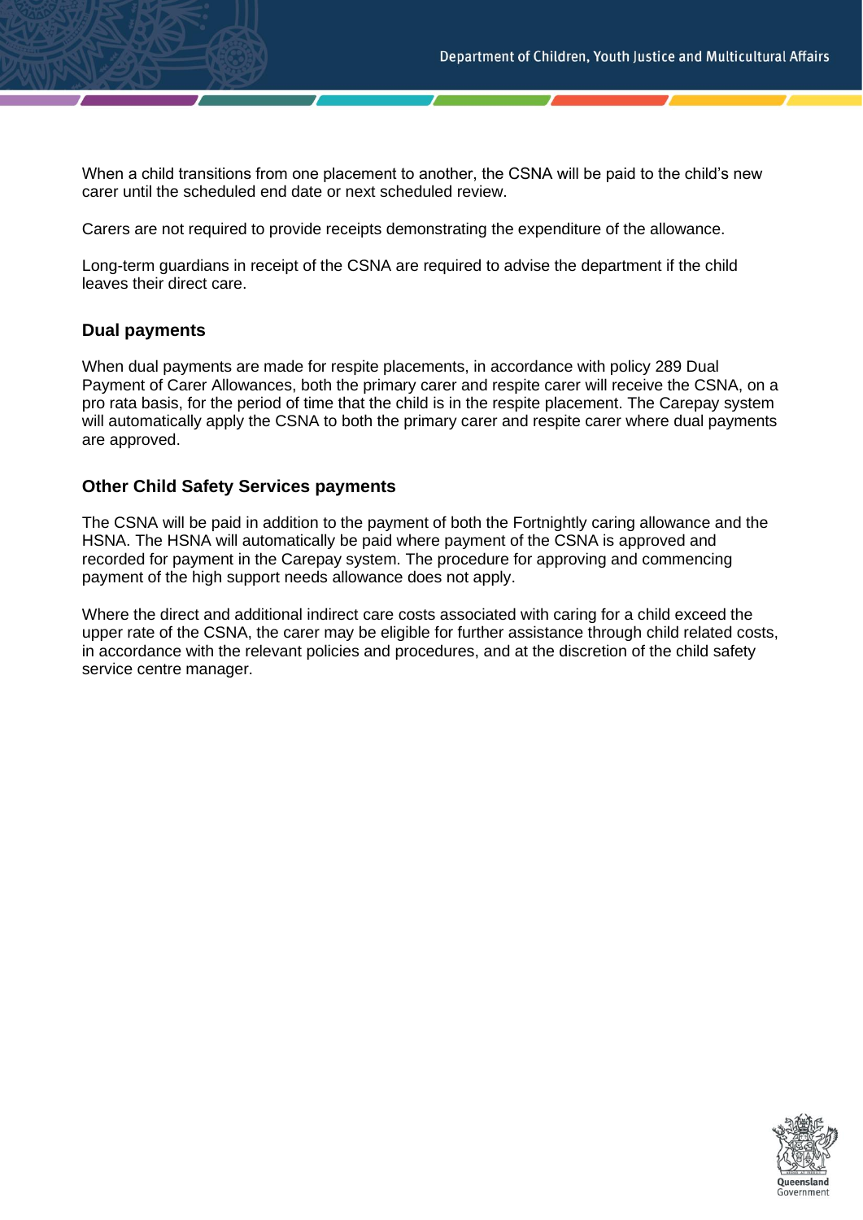When a child transitions from one placement to another, the CSNA will be paid to the child's new carer until the scheduled end date or next scheduled review.

Carers are not required to provide receipts demonstrating the expenditure of the allowance.

Long-term guardians in receipt of the CSNA are required to advise the department if the child leaves their direct care.

### Dual payments

When dual payments are made for respite placements, in accordance with policy 289 Dual Payment of Carer Allowances, both the primary carer and respite carer will receive the CSNA, on a pro rata basis, for the period of time that the child is in the respite placement. The Carepay system will automatically apply the CSNA to both the primary carer and respite carer where dual payments are approved.

### Other Child Safety Services payments

The CSNA will be paid in addition to the payment of both the Fortnightly caring allowance and the HSNA. The HSNA will automatically be paid where payment of the CSNA is approved and recorded for payment in the Carepay system. The procedure for approving and commencing payment of the high support needs allowance does not apply.

Where the direct and additional indirect care costs associated with caring for a child exceed the upper rate of the CSNA, the carer may be eligible for further assistance through child related costs, in accordance with the relevant policies and procedures, and at the discretion of the child safety service centre manager.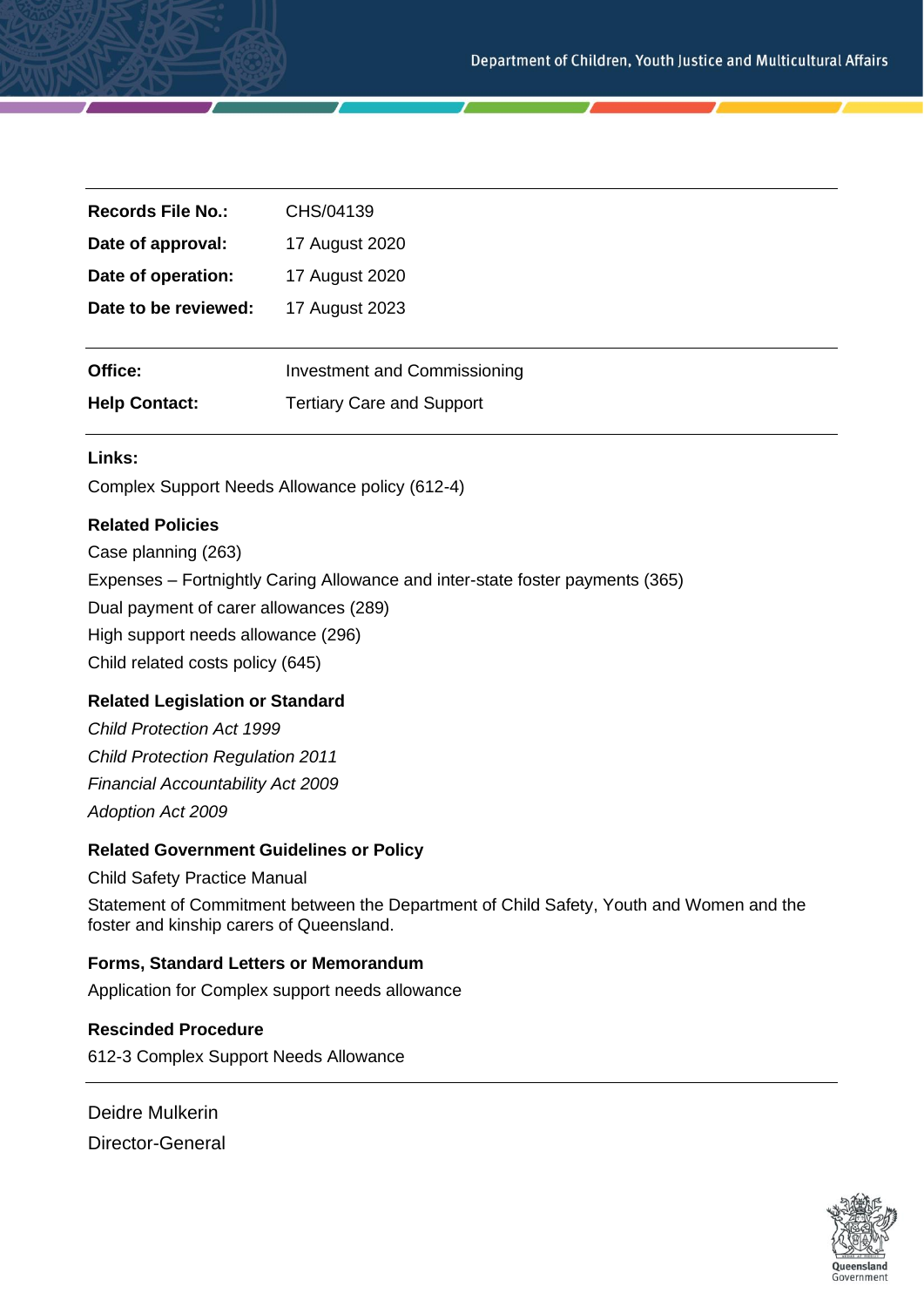| | |
|---|---|
| **Records File No.:** | CHS/04139 |
| **Date of approval:** | 17 August 2020 |
| **Date of operation:** | 17 August 2020 |
| **Date to be reviewed:** | 17 August 2023 |

| | |
|---|---|
| **Office:** | Investment and Commissioning |
| **Help Contact:** | Tertiary Care and Support |

**Links:**

Complex Support Needs Allowance policy (612-4)

**Related Policies**

Case planning (263)

Expenses – Fortnightly Caring Allowance and inter-state foster payments (365)

Dual payment of carer allowances (289)

High support needs allowance (296)

Child related costs policy (645)

**Related Legislation or Standard**

*Child Protection Act 1999*

*Child Protection Regulation 2011*

*Financial Accountability Act 2009*

*Adoption Act 2009*

**Related Government Guidelines or Policy**

Child Safety Practice Manual

Statement of Commitment between the Department of Child Safety, Youth and Women and the foster and kinship carers of Queensland.

**Forms, Standard Letters or Memorandum**

Application for Complex support needs allowance

**Rescinded Procedure**

612-3 Complex Support Needs Allowance

---

Deidre Mulkerin

Director-General